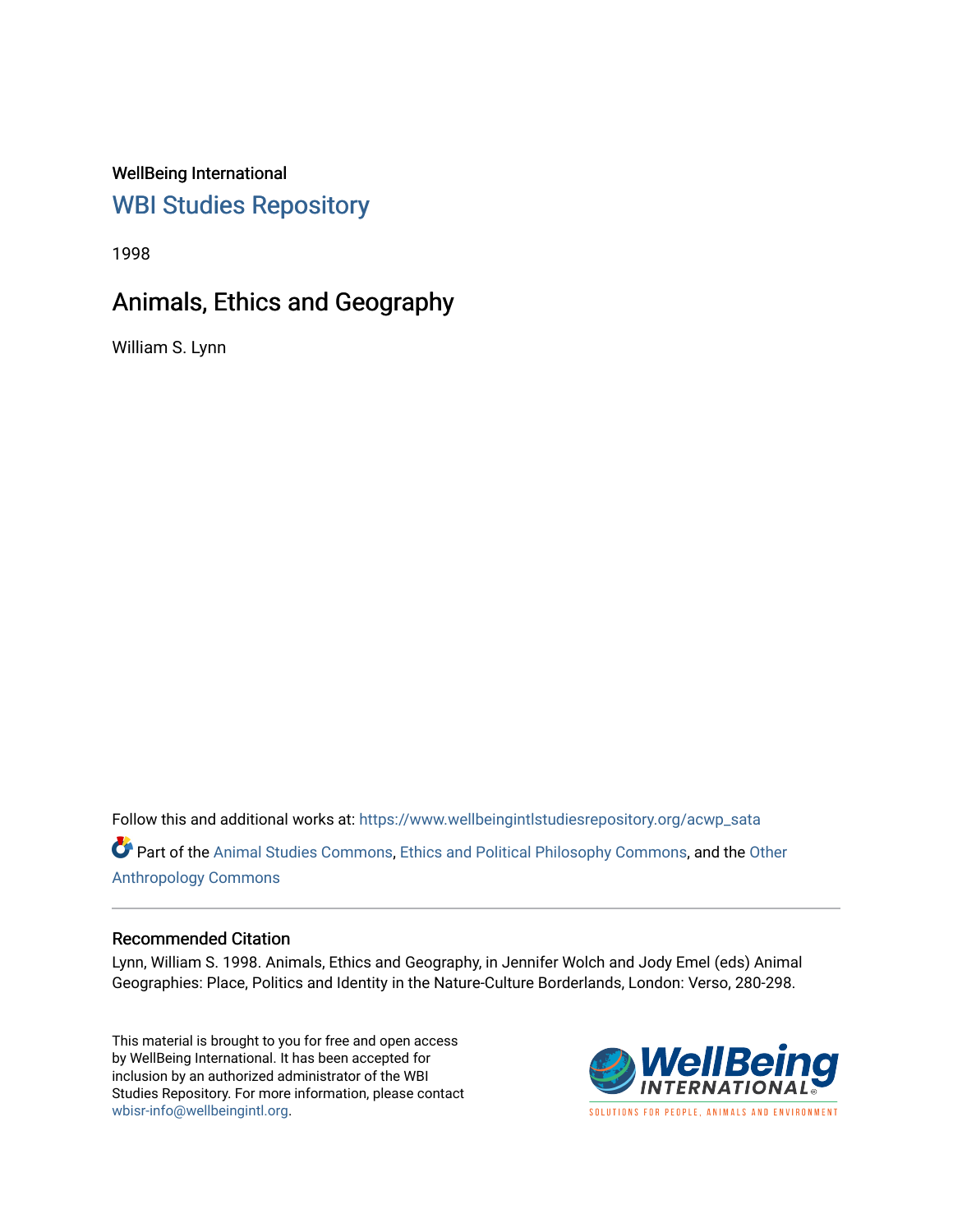WellBeing International

## WBI Studies Repository

1998

# Animals, Ethics and Geography

William S. Lynn

Follow this and additional works at: https://www.wellbeingintlstudiesrepository.org/acwp_sata

Part of the Animal Studies Commons, Ethics and Political Philosophy Commons, and the Other Anthropology Commons

### Recommended Citation

Lynn, William S. 1998. Animals, Ethics and Geography, in Jennifer Wolch and Jody Emel (eds) Animal Geographies: Place, Politics and Identity in the Nature-Culture Borderlands, London: Verso, 280-298.

This material is brought to you for free and open access by WellBeing International. It has been accepted for inclusion by an authorized administrator of the WBI Studies Repository. For more information, please contact wbisr-info@wellbeingintl.org.

WellBeing INTERNATIONAL

SOLUTIONS FOR PEOPLE, ANIMALS AND ENVIRONMENT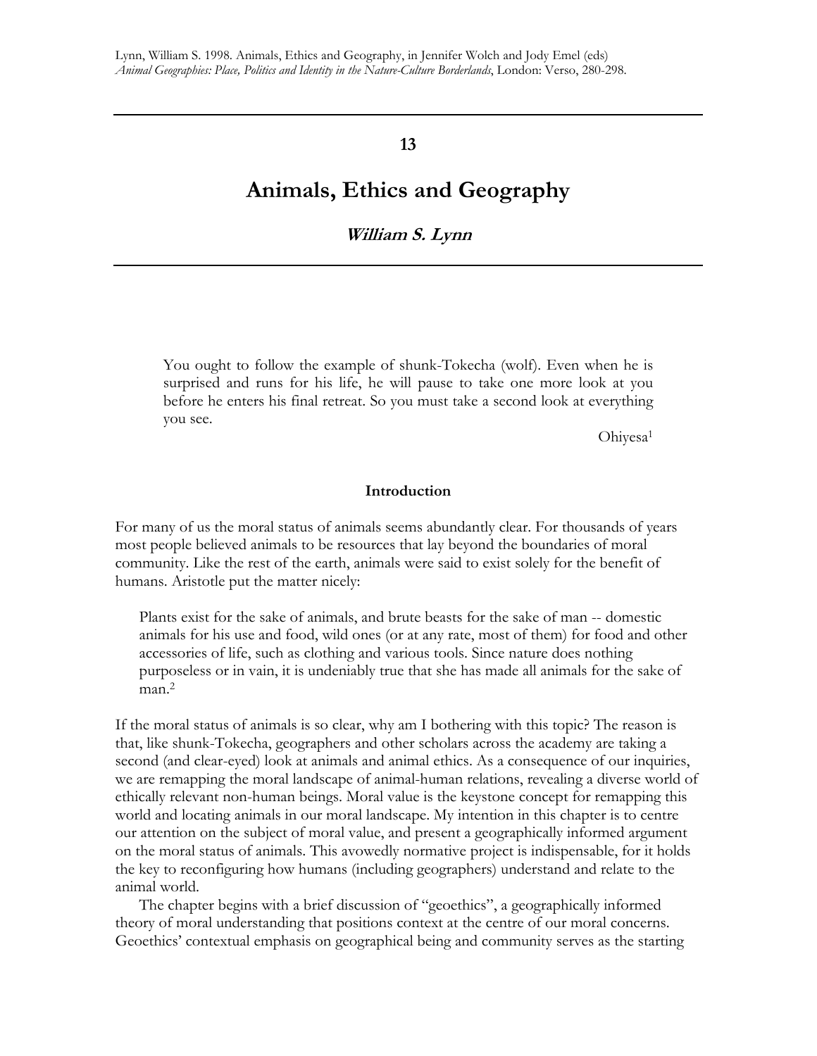Lynn, William S. 1998. Animals, Ethics and Geography, in Jennifer Wolch and Jody Emel (eds) *Animal Geographies: Place, Politics and Identity in the Nature-Culture Borderlands*, London: Verso, 280-298.

**13**

# Animals, Ethics and Geography

***William S. Lynn***

> You ought to follow the example of shunk-Tokecha (wolf). Even when he is surprised and runs for his life, he will pause to take one more look at you before he enters his final retreat. So you must take a second look at everything you see.
>
> Ohiyesa[1]

## Introduction

For many of us the moral status of animals seems abundantly clear. For thousands of years most people believed animals to be resources that lay beyond the boundaries of moral community. Like the rest of the earth, animals were said to exist solely for the benefit of humans. Aristotle put the matter nicely:

> Plants exist for the sake of animals, and brute beasts for the sake of man -- domestic animals for his use and food, wild ones (or at any rate, most of them) for food and other accessories of life, such as clothing and various tools. Since nature does nothing purposeless or in vain, it is undeniably true that she has made all animals for the sake of man.[2]

If the moral status of animals is so clear, why am I bothering with this topic? The reason is that, like shunk-Tokecha, geographers and other scholars across the academy are taking a second (and clear-eyed) look at animals and animal ethics. As a consequence of our inquiries, we are remapping the moral landscape of animal-human relations, revealing a diverse world of ethically relevant non-human beings. Moral value is the keystone concept for remapping this world and locating animals in our moral landscape. My intention in this chapter is to centre our attention on the subject of moral value, and present a geographically informed argument on the moral status of animals. This avowedly normative project is indispensable, for it holds the key to reconfiguring how humans (including geographers) understand and relate to the animal world.

The chapter begins with a brief discussion of "geoethics", a geographically informed theory of moral understanding that positions context at the centre of our moral concerns. Geoethics' contextual emphasis on geographical being and community serves as the starting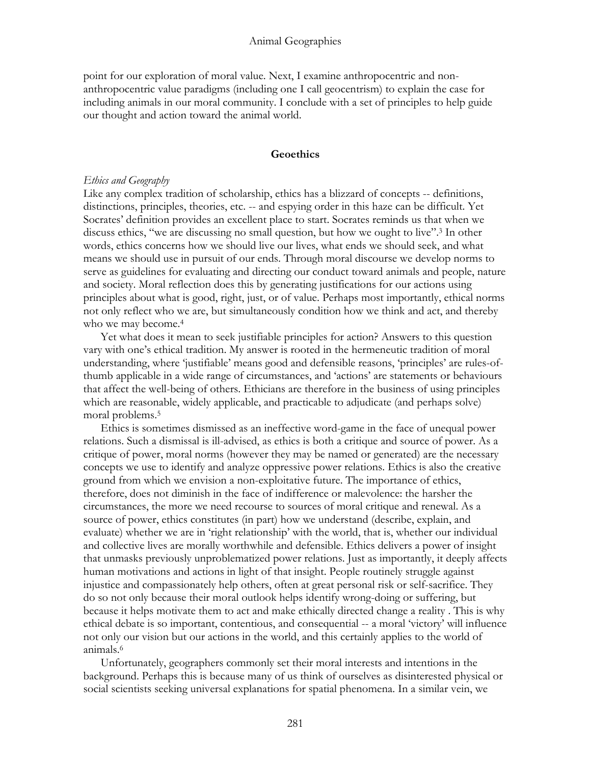point for our exploration of moral value. Next, I examine anthropocentric and non-anthropocentric value paradigms (including one I call geocentrism) to explain the case for including animals in our moral community. I conclude with a set of principles to help guide our thought and action toward the animal world.

## Geoethics

### *Ethics and Geography*

Like any complex tradition of scholarship, ethics has a blizzard of concepts -- definitions, distinctions, principles, theories, etc. -- and espying order in this haze can be difficult. Yet Socrates' definition provides an excellent place to start. Socrates reminds us that when we discuss ethics, "we are discussing no small question, but how we ought to live".[3] In other words, ethics concerns how we should live our lives, what ends we should seek, and what means we should use in pursuit of our ends. Through moral discourse we develop norms to serve as guidelines for evaluating and directing our conduct toward animals and people, nature and society. Moral reflection does this by generating justifications for our actions using principles about what is good, right, just, or of value. Perhaps most importantly, ethical norms not only reflect who we are, but simultaneously condition how we think and act, and thereby who we may become.[4]

Yet what does it mean to seek justifiable principles for action? Answers to this question vary with one's ethical tradition. My answer is rooted in the hermeneutic tradition of moral understanding, where 'justifiable' means good and defensible reasons, 'principles' are rules-of-thumb applicable in a wide range of circumstances, and 'actions' are statements or behaviours that affect the well-being of others. Ethicians are therefore in the business of using principles which are reasonable, widely applicable, and practicable to adjudicate (and perhaps solve) moral problems.[5]

Ethics is sometimes dismissed as an ineffective word-game in the face of unequal power relations. Such a dismissal is ill-advised, as ethics is both a critique and source of power. As a critique of power, moral norms (however they may be named or generated) are the necessary concepts we use to identify and analyze oppressive power relations. Ethics is also the creative ground from which we envision a non-exploitative future. The importance of ethics, therefore, does not diminish in the face of indifference or malevolence: the harsher the circumstances, the more we need recourse to sources of moral critique and renewal. As a source of power, ethics constitutes (in part) how we understand (describe, explain, and evaluate) whether we are in 'right relationship' with the world, that is, whether our individual and collective lives are morally worthwhile and defensible. Ethics delivers a power of insight that unmasks previously unproblematized power relations. Just as importantly, it deeply affects human motivations and actions in light of that insight. People routinely struggle against injustice and compassionately help others, often at great personal risk or self-sacrifice. They do so not only because their moral outlook helps identify wrong-doing or suffering, but because it helps motivate them to act and make ethically directed change a reality . This is why ethical debate is so important, contentious, and consequential -- a moral 'victory' will influence not only our vision but our actions in the world, and this certainly applies to the world of animals.[6]

Unfortunately, geographers commonly set their moral interests and intentions in the background. Perhaps this is because many of us think of ourselves as disinterested physical or social scientists seeking universal explanations for spatial phenomena. In a similar vein, we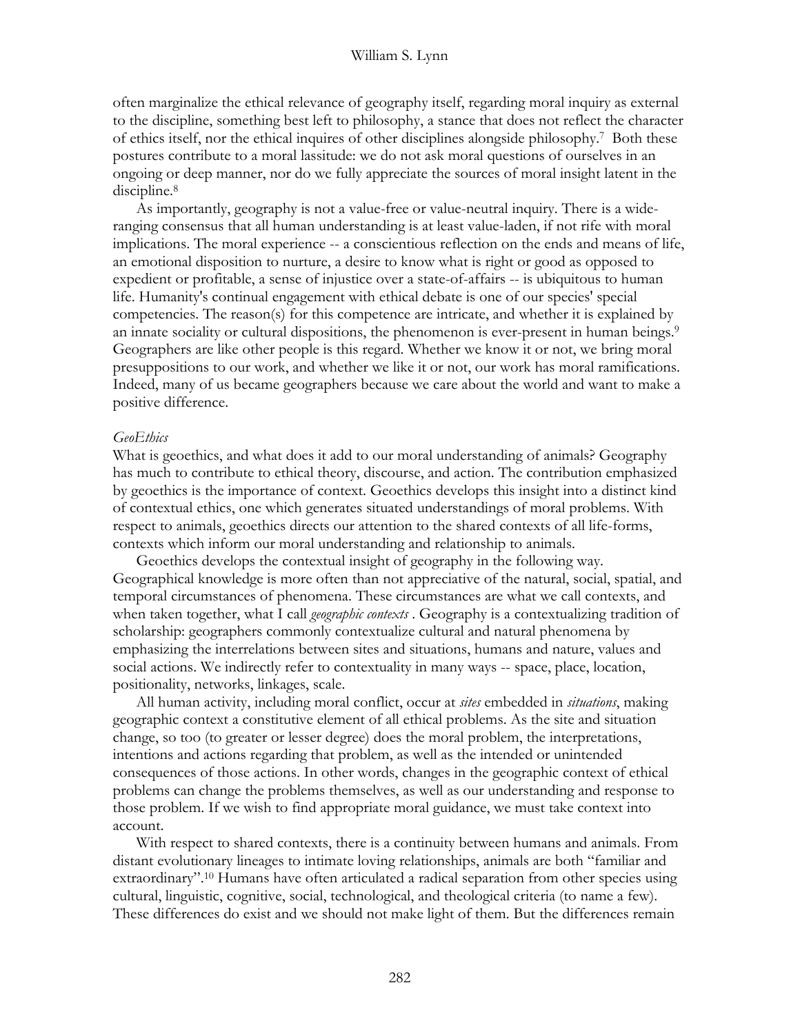often marginalize the ethical relevance of geography itself, regarding moral inquiry as external to the discipline, something best left to philosophy, a stance that does not reflect the character of ethics itself, nor the ethical inquires of other disciplines alongside philosophy.[7] Both these postures contribute to a moral lassitude: we do not ask moral questions of ourselves in an ongoing or deep manner, nor do we fully appreciate the sources of moral insight latent in the discipline.[8]

As importantly, geography is not a value-free or value-neutral inquiry. There is a wide-ranging consensus that all human understanding is at least value-laden, if not rife with moral implications. The moral experience -- a conscientious reflection on the ends and means of life, an emotional disposition to nurture, a desire to know what is right or good as opposed to expedient or profitable, a sense of injustice over a state-of-affairs -- is ubiquitous to human life. Humanity's continual engagement with ethical debate is one of our species' special competencies. The reason(s) for this competence are intricate, and whether it is explained by an innate sociality or cultural dispositions, the phenomenon is ever-present in human beings.[9] Geographers are like other people is this regard. Whether we know it or not, we bring moral presuppositions to our work, and whether we like it or not, our work has moral ramifications. Indeed, many of us became geographers because we care about the world and want to make a positive difference.

*GeoEthics*

What is geoethics, and what does it add to our moral understanding of animals? Geography has much to contribute to ethical theory, discourse, and action. The contribution emphasized by geoethics is the importance of context. Geoethics develops this insight into a distinct kind of contextual ethics, one which generates situated understandings of moral problems. With respect to animals, geoethics directs our attention to the shared contexts of all life-forms, contexts which inform our moral understanding and relationship to animals.

Geoethics develops the contextual insight of geography in the following way. Geographical knowledge is more often than not appreciative of the natural, social, spatial, and temporal circumstances of phenomena. These circumstances are what we call contexts, and when taken together, what I call *geographic contexts* . Geography is a contextualizing tradition of scholarship: geographers commonly contextualize cultural and natural phenomena by emphasizing the interrelations between sites and situations, humans and nature, values and social actions. We indirectly refer to contextuality in many ways -- space, place, location, positionality, networks, linkages, scale.

All human activity, including moral conflict, occur at *sites* embedded in *situations*, making geographic context a constitutive element of all ethical problems. As the site and situation change, so too (to greater or lesser degree) does the moral problem, the interpretations, intentions and actions regarding that problem, as well as the intended or unintended consequences of those actions. In other words, changes in the geographic context of ethical problems can change the problems themselves, as well as our understanding and response to those problem. If we wish to find appropriate moral guidance, we must take context into account.

With respect to shared contexts, there is a continuity between humans and animals. From distant evolutionary lineages to intimate loving relationships, animals are both "familiar and extraordinary".[10] Humans have often articulated a radical separation from other species using cultural, linguistic, cognitive, social, technological, and theological criteria (to name a few). These differences do exist and we should not make light of them. But the differences remain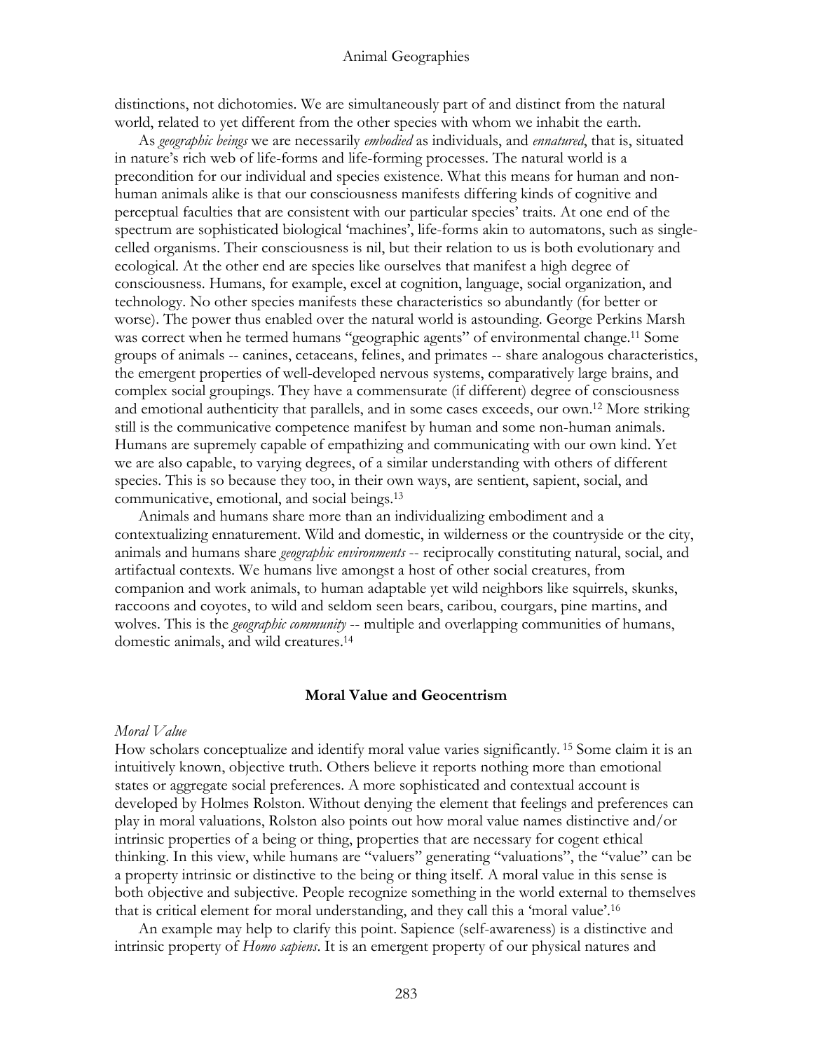distinctions, not dichotomies. We are simultaneously part of and distinct from the natural world, related to yet different from the other species with whom we inhabit the earth.

As *geographic beings* we are necessarily *embodied* as individuals, and *ennatured*, that is, situated in nature's rich web of life-forms and life-forming processes. The natural world is a precondition for our individual and species existence. What this means for human and non-human animals alike is that our consciousness manifests differing kinds of cognitive and perceptual faculties that are consistent with our particular species' traits. At one end of the spectrum are sophisticated biological 'machines', life-forms akin to automatons, such as single-celled organisms. Their consciousness is nil, but their relation to us is both evolutionary and ecological. At the other end are species like ourselves that manifest a high degree of consciousness. Humans, for example, excel at cognition, language, social organization, and technology. No other species manifests these characteristics so abundantly (for better or worse). The power thus enabled over the natural world is astounding. George Perkins Marsh was correct when he termed humans "geographic agents" of environmental change.[11] Some groups of animals -- canines, cetaceans, felines, and primates -- share analogous characteristics, the emergent properties of well-developed nervous systems, comparatively large brains, and complex social groupings. They have a commensurate (if different) degree of consciousness and emotional authenticity that parallels, and in some cases exceeds, our own.[12] More striking still is the communicative competence manifest by human and some non-human animals. Humans are supremely capable of empathizing and communicating with our own kind. Yet we are also capable, to varying degrees, of a similar understanding with others of different species. This is so because they too, in their own ways, are sentient, sapient, social, and communicative, emotional, and social beings.[13]

Animals and humans share more than an individualizing embodiment and a contextualizing ennaturement. Wild and domestic, in wilderness or the countryside or the city, animals and humans share *geographic environments* -- reciprocally constituting natural, social, and artifactual contexts. We humans live amongst a host of other social creatures, from companion and work animals, to human adaptable yet wild neighbors like squirrels, skunks, raccoons and coyotes, to wild and seldom seen bears, caribou, courgars, pine martins, and wolves. This is the *geographic community* -- multiple and overlapping communities of humans, domestic animals, and wild creatures.[14]

## Moral Value and Geocentrism

### *Moral Value*

How scholars conceptualize and identify moral value varies significantly. [15] Some claim it is an intuitively known, objective truth. Others believe it reports nothing more than emotional states or aggregate social preferences. A more sophisticated and contextual account is developed by Holmes Rolston. Without denying the element that feelings and preferences can play in moral valuations, Rolston also points out how moral value names distinctive and/or intrinsic properties of a being or thing, properties that are necessary for cogent ethical thinking. In this view, while humans are "valuers" generating "valuations", the "value" can be a property intrinsic or distinctive to the being or thing itself. A moral value in this sense is both objective and subjective. People recognize something in the world external to themselves that is critical element for moral understanding, and they call this a 'moral value'.[16]

An example may help to clarify this point. Sapience (self-awareness) is a distinctive and intrinsic property of *Homo sapiens*. It is an emergent property of our physical natures and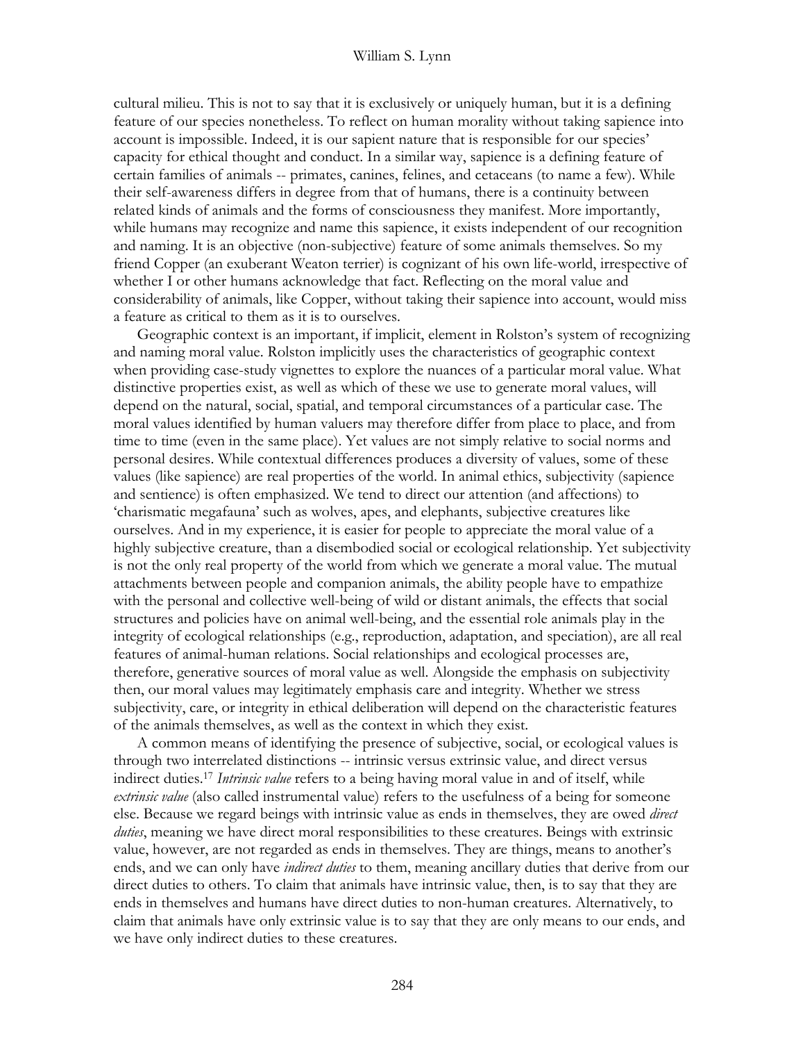cultural milieu. This is not to say that it is exclusively or uniquely human, but it is a defining feature of our species nonetheless. To reflect on human morality without taking sapience into account is impossible. Indeed, it is our sapient nature that is responsible for our species' capacity for ethical thought and conduct. In a similar way, sapience is a defining feature of certain families of animals -- primates, canines, felines, and cetaceans (to name a few). While their self-awareness differs in degree from that of humans, there is a continuity between related kinds of animals and the forms of consciousness they manifest. More importantly, while humans may recognize and name this sapience, it exists independent of our recognition and naming. It is an objective (non-subjective) feature of some animals themselves. So my friend Copper (an exuberant Weaton terrier) is cognizant of his own life-world, irrespective of whether I or other humans acknowledge that fact. Reflecting on the moral value and considerability of animals, like Copper, without taking their sapience into account, would miss a feature as critical to them as it is to ourselves.

Geographic context is an important, if implicit, element in Rolston's system of recognizing and naming moral value. Rolston implicitly uses the characteristics of geographic context when providing case-study vignettes to explore the nuances of a particular moral value. What distinctive properties exist, as well as which of these we use to generate moral values, will depend on the natural, social, spatial, and temporal circumstances of a particular case. The moral values identified by human valuers may therefore differ from place to place, and from time to time (even in the same place). Yet values are not simply relative to social norms and personal desires. While contextual differences produces a diversity of values, some of these values (like sapience) are real properties of the world. In animal ethics, subjectivity (sapience and sentience) is often emphasized. We tend to direct our attention (and affections) to 'charismatic megafauna' such as wolves, apes, and elephants, subjective creatures like ourselves. And in my experience, it is easier for people to appreciate the moral value of a highly subjective creature, than a disembodied social or ecological relationship. Yet subjectivity is not the only real property of the world from which we generate a moral value. The mutual attachments between people and companion animals, the ability people have to empathize with the personal and collective well-being of wild or distant animals, the effects that social structures and policies have on animal well-being, and the essential role animals play in the integrity of ecological relationships (e.g., reproduction, adaptation, and speciation), are all real features of animal-human relations. Social relationships and ecological processes are, therefore, generative sources of moral value as well. Alongside the emphasis on subjectivity then, our moral values may legitimately emphasis care and integrity. Whether we stress subjectivity, care, or integrity in ethical deliberation will depend on the characteristic features of the animals themselves, as well as the context in which they exist.

A common means of identifying the presence of subjective, social, or ecological values is through two interrelated distinctions -- intrinsic versus extrinsic value, and direct versus indirect duties.[17] *Intrinsic value* refers to a being having moral value in and of itself, while *extrinsic value* (also called instrumental value) refers to the usefulness of a being for someone else. Because we regard beings with intrinsic value as ends in themselves, they are owed *direct duties*, meaning we have direct moral responsibilities to these creatures. Beings with extrinsic value, however, are not regarded as ends in themselves. They are things, means to another's ends, and we can only have *indirect duties* to them, meaning ancillary duties that derive from our direct duties to others. To claim that animals have intrinsic value, then, is to say that they are ends in themselves and humans have direct duties to non-human creatures. Alternatively, to claim that animals have only extrinsic value is to say that they are only means to our ends, and we have only indirect duties to these creatures.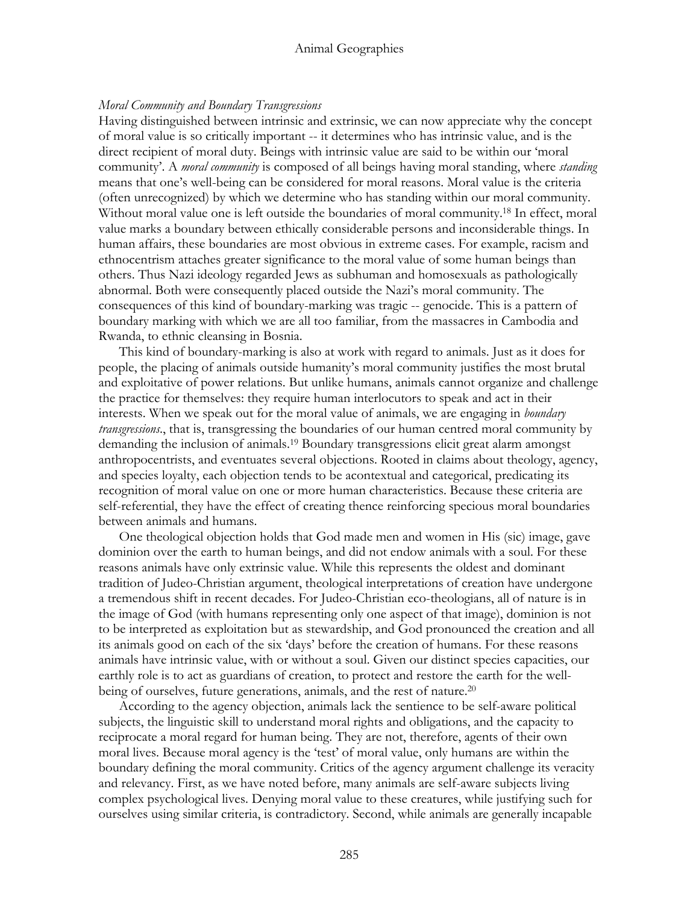*Moral Community and Boundary Transgressions*

Having distinguished between intrinsic and extrinsic, we can now appreciate why the concept of moral value is so critically important -- it determines who has intrinsic value, and is the direct recipient of moral duty. Beings with intrinsic value are said to be within our 'moral community'. A *moral community* is composed of all beings having moral standing, where *standing* means that one's well-being can be considered for moral reasons. Moral value is the criteria (often unrecognized) by which we determine who has standing within our moral community. Without moral value one is left outside the boundaries of moral community.[18] In effect, moral value marks a boundary between ethically considerable persons and inconsiderable things. In human affairs, these boundaries are most obvious in extreme cases. For example, racism and ethnocentrism attaches greater significance to the moral value of some human beings than others. Thus Nazi ideology regarded Jews as subhuman and homosexuals as pathologically abnormal. Both were consequently placed outside the Nazi's moral community. The consequences of this kind of boundary-marking was tragic -- genocide. This is a pattern of boundary marking with which we are all too familiar, from the massacres in Cambodia and Rwanda, to ethnic cleansing in Bosnia.

This kind of boundary-marking is also at work with regard to animals. Just as it does for people, the placing of animals outside humanity's moral community justifies the most brutal and exploitative of power relations. But unlike humans, animals cannot organize and challenge the practice for themselves: they require human interlocutors to speak and act in their interests. When we speak out for the moral value of animals, we are engaging in *boundary transgressions*., that is, transgressing the boundaries of our human centred moral community by demanding the inclusion of animals.[19] Boundary transgressions elicit great alarm amongst anthropocentrists, and eventuates several objections. Rooted in claims about theology, agency, and species loyalty, each objection tends to be acontextual and categorical, predicating its recognition of moral value on one or more human characteristics. Because these criteria are self-referential, they have the effect of creating thence reinforcing specious moral boundaries between animals and humans.

One theological objection holds that God made men and women in His (sic) image, gave dominion over the earth to human beings, and did not endow animals with a soul. For these reasons animals have only extrinsic value. While this represents the oldest and dominant tradition of Judeo-Christian argument, theological interpretations of creation have undergone a tremendous shift in recent decades. For Judeo-Christian eco-theologians, all of nature is in the image of God (with humans representing only one aspect of that image), dominion is not to be interpreted as exploitation but as stewardship, and God pronounced the creation and all its animals good on each of the six 'days' before the creation of humans. For these reasons animals have intrinsic value, with or without a soul. Given our distinct species capacities, our earthly role is to act as guardians of creation, to protect and restore the earth for the well-being of ourselves, future generations, animals, and the rest of nature.[20]

According to the agency objection, animals lack the sentience to be self-aware political subjects, the linguistic skill to understand moral rights and obligations, and the capacity to reciprocate a moral regard for human being. They are not, therefore, agents of their own moral lives. Because moral agency is the 'test' of moral value, only humans are within the boundary defining the moral community. Critics of the agency argument challenge its veracity and relevancy. First, as we have noted before, many animals are self-aware subjects living complex psychological lives. Denying moral value to these creatures, while justifying such for ourselves using similar criteria, is contradictory. Second, while animals are generally incapable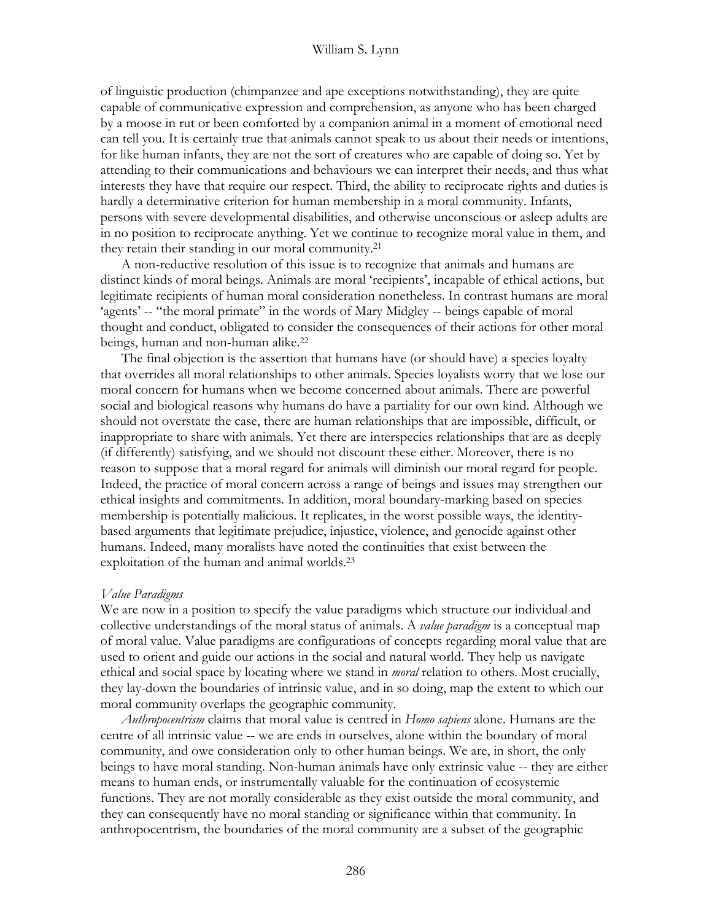of linguistic production (chimpanzee and ape exceptions notwithstanding), they are quite capable of communicative expression and comprehension, as anyone who has been charged by a moose in rut or been comforted by a companion animal in a moment of emotional need can tell you. It is certainly true that animals cannot speak to us about their needs or intentions, for like human infants, they are not the sort of creatures who are capable of doing so. Yet by attending to their communications and behaviours we can interpret their needs, and thus what interests they have that require our respect. Third, the ability to reciprocate rights and duties is hardly a determinative criterion for human membership in a moral community. Infants, persons with severe developmental disabilities, and otherwise unconscious or asleep adults are in no position to reciprocate anything. Yet we continue to recognize moral value in them, and they retain their standing in our moral community.[21]

A non-reductive resolution of this issue is to recognize that animals and humans are distinct kinds of moral beings. Animals are moral 'recipients', incapable of ethical actions, but legitimate recipients of human moral consideration nonetheless. In contrast humans are moral 'agents' -- "the moral primate" in the words of Mary Midgley -- beings capable of moral thought and conduct, obligated to consider the consequences of their actions for other moral beings, human and non-human alike.[22]

The final objection is the assertion that humans have (or should have) a species loyalty that overrides all moral relationships to other animals. Species loyalists worry that we lose our moral concern for humans when we become concerned about animals. There are powerful social and biological reasons why humans do have a partiality for our own kind. Although we should not overstate the case, there are human relationships that are impossible, difficult, or inappropriate to share with animals. Yet there are interspecies relationships that are as deeply (if differently) satisfying, and we should not discount these either. Moreover, there is no reason to suppose that a moral regard for animals will diminish our moral regard for people. Indeed, the practice of moral concern across a range of beings and issues may strengthen our ethical insights and commitments. In addition, moral boundary-marking based on species membership is potentially malicious. It replicates, in the worst possible ways, the identity-based arguments that legitimate prejudice, injustice, violence, and genocide against other humans. Indeed, many moralists have noted the continuities that exist between the exploitation of the human and animal worlds.[23]

*Value Paradigms*

We are now in a position to specify the value paradigms which structure our individual and collective understandings of the moral status of animals. A *value paradigm* is a conceptual map of moral value. Value paradigms are configurations of concepts regarding moral value that are used to orient and guide our actions in the social and natural world. They help us navigate ethical and social space by locating where we stand in *moral* relation to others. Most crucially, they lay-down the boundaries of intrinsic value, and in so doing, map the extent to which our moral community overlaps the geographic community.

*Anthropocentrism* claims that moral value is centred in *Homo sapiens* alone. Humans are the centre of all intrinsic value -- we are ends in ourselves, alone within the boundary of moral community, and owe consideration only to other human beings. We are, in short, the only beings to have moral standing. Non-human animals have only extrinsic value -- they are either means to human ends, or instrumentally valuable for the continuation of ecosystemic functions. They are not morally considerable as they exist outside the moral community, and they can consequently have no moral standing or significance within that community. In anthropocentrism, the boundaries of the moral community are a subset of the geographic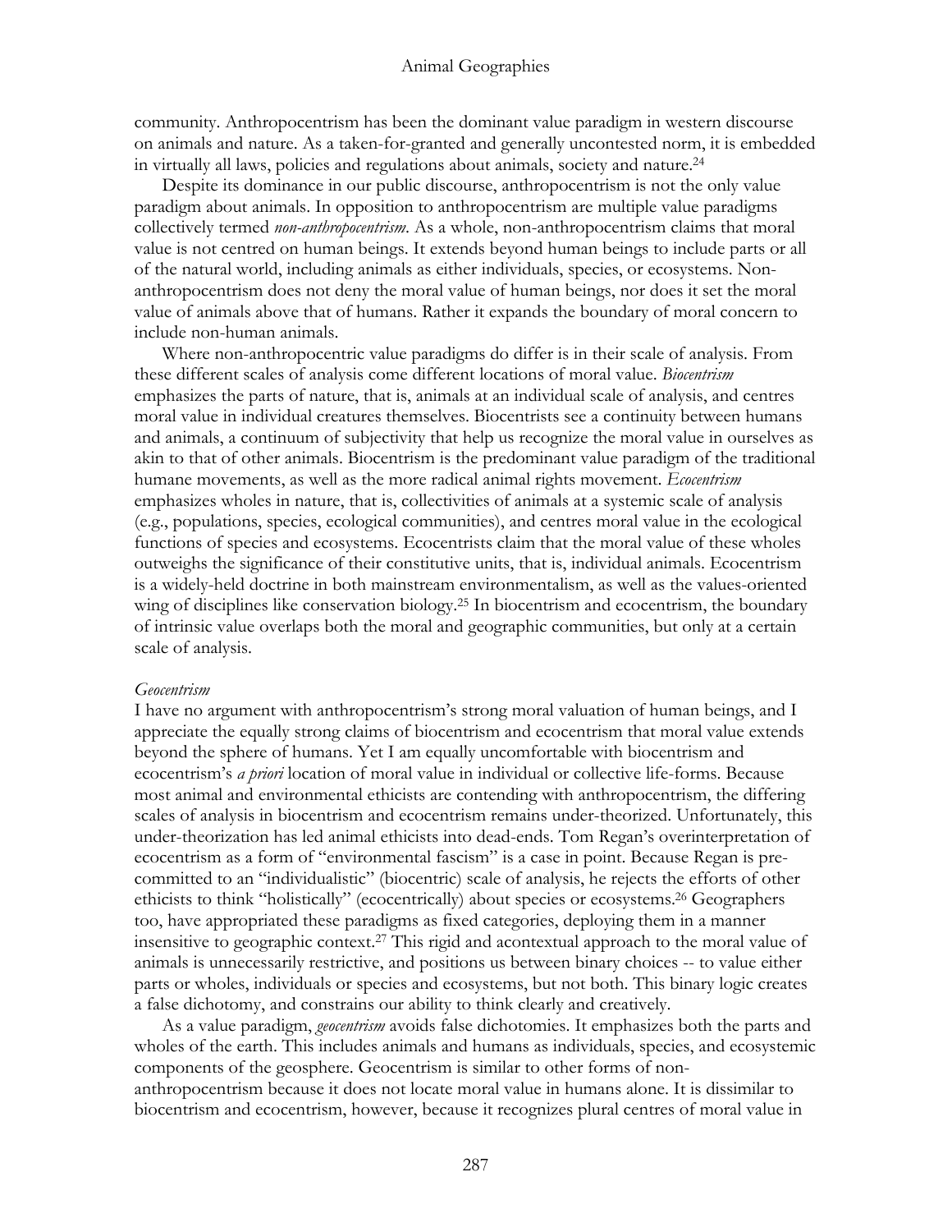community. Anthropocentrism has been the dominant value paradigm in western discourse on animals and nature. As a taken-for-granted and generally uncontested norm, it is embedded in virtually all laws, policies and regulations about animals, society and nature.[24]

Despite its dominance in our public discourse, anthropocentrism is not the only value paradigm about animals. In opposition to anthropocentrism are multiple value paradigms collectively termed *non-anthropocentrism*. As a whole, non-anthropocentrism claims that moral value is not centred on human beings. It extends beyond human beings to include parts or all of the natural world, including animals as either individuals, species, or ecosystems. Non-anthropocentrism does not deny the moral value of human beings, nor does it set the moral value of animals above that of humans. Rather it expands the boundary of moral concern to include non-human animals.

Where non-anthropocentric value paradigms do differ is in their scale of analysis. From these different scales of analysis come different locations of moral value. *Biocentrism* emphasizes the parts of nature, that is, animals at an individual scale of analysis, and centres moral value in individual creatures themselves. Biocentrists see a continuity between humans and animals, a continuum of subjectivity that help us recognize the moral value in ourselves as akin to that of other animals. Biocentrism is the predominant value paradigm of the traditional humane movements, as well as the more radical animal rights movement. *Ecocentrism* emphasizes wholes in nature, that is, collectivities of animals at a systemic scale of analysis (e.g., populations, species, ecological communities), and centres moral value in the ecological functions of species and ecosystems. Ecocentrists claim that the moral value of these wholes outweighs the significance of their constitutive units, that is, individual animals. Ecocentrism is a widely-held doctrine in both mainstream environmentalism, as well as the values-oriented wing of disciplines like conservation biology.[25] In biocentrism and ecocentrism, the boundary of intrinsic value overlaps both the moral and geographic communities, but only at a certain scale of analysis.

*Geocentrism*

I have no argument with anthropocentrism's strong moral valuation of human beings, and I appreciate the equally strong claims of biocentrism and ecocentrism that moral value extends beyond the sphere of humans. Yet I am equally uncomfortable with biocentrism and ecocentrism's *a priori* location of moral value in individual or collective life-forms. Because most animal and environmental ethicists are contending with anthropocentrism, the differing scales of analysis in biocentrism and ecocentrism remains under-theorized. Unfortunately, this under-theorization has led animal ethicists into dead-ends. Tom Regan's overinterpretation of ecocentrism as a form of "environmental fascism" is a case in point. Because Regan is pre-committed to an "individualistic" (biocentric) scale of analysis, he rejects the efforts of other ethicists to think "holistically" (ecocentrically) about species or ecosystems.[26] Geographers too, have appropriated these paradigms as fixed categories, deploying them in a manner insensitive to geographic context.[27] This rigid and acontextual approach to the moral value of animals is unnecessarily restrictive, and positions us between binary choices -- to value either parts or wholes, individuals or species and ecosystems, but not both. This binary logic creates a false dichotomy, and constrains our ability to think clearly and creatively.

As a value paradigm, *geocentrism* avoids false dichotomies. It emphasizes both the parts and wholes of the earth. This includes animals and humans as individuals, species, and ecosystemic components of the geosphere. Geocentrism is similar to other forms of non-anthropocentrism because it does not locate moral value in humans alone. It is dissimilar to biocentrism and ecocentrism, however, because it recognizes plural centres of moral value in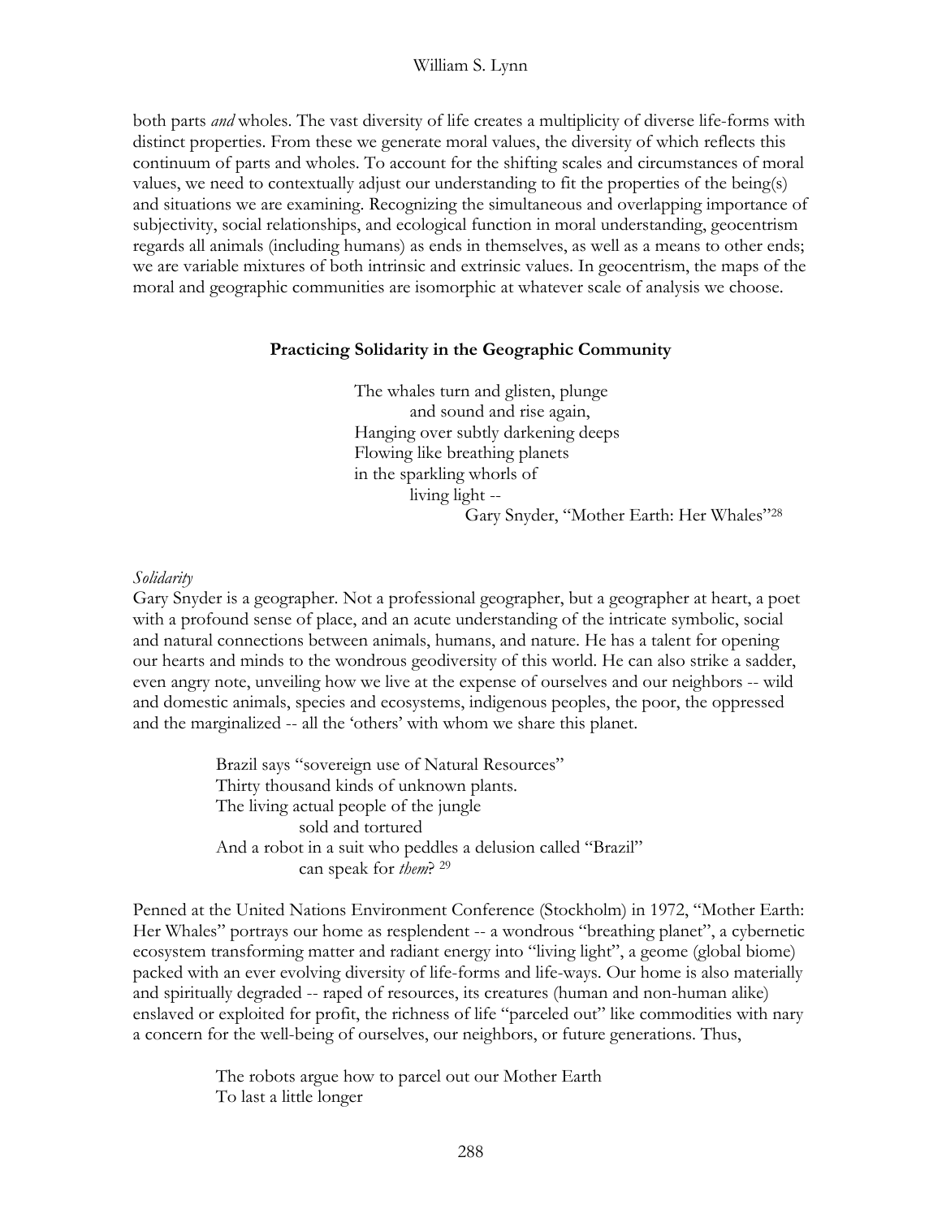both parts *and* wholes. The vast diversity of life creates a multiplicity of diverse life-forms with distinct properties. From these we generate moral values, the diversity of which reflects this continuum of parts and wholes. To account for the shifting scales and circumstances of moral values, we need to contextually adjust our understanding to fit the properties of the being(s) and situations we are examining. Recognizing the simultaneous and overlapping importance of subjectivity, social relationships, and ecological function in moral understanding, geocentrism regards all animals (including humans) as ends in themselves, as well as a means to other ends; we are variable mixtures of both intrinsic and extrinsic values. In geocentrism, the maps of the moral and geographic communities are isomorphic at whatever scale of analysis we choose.

## Practicing Solidarity in the Geographic Community

> The whales turn and glisten, plunge
> &nbsp;&nbsp;&nbsp;&nbsp;and sound and rise again,
> Hanging over subtly darkening deeps
> Flowing like breathing planets
> in the sparkling whorls of
> &nbsp;&nbsp;&nbsp;&nbsp;living light --
> &nbsp;&nbsp;&nbsp;&nbsp;&nbsp;&nbsp;&nbsp;&nbsp;Gary Snyder, "Mother Earth: Her Whales"[28]

*Solidarity*

Gary Snyder is a geographer. Not a professional geographer, but a geographer at heart, a poet with a profound sense of place, and an acute understanding of the intricate symbolic, social and natural connections between animals, humans, and nature. He has a talent for opening our hearts and minds to the wondrous geodiversity of this world. He can also strike a sadder, even angry note, unveiling how we live at the expense of ourselves and our neighbors -- wild and domestic animals, species and ecosystems, indigenous peoples, the poor, the oppressed and the marginalized -- all the 'others' with whom we share this planet.

> Brazil says "sovereign use of Natural Resources"
> Thirty thousand kinds of unknown plants.
> The living actual people of the jungle
> &nbsp;&nbsp;&nbsp;&nbsp;sold and tortured
> And a robot in a suit who peddles a delusion called "Brazil"
> &nbsp;&nbsp;&nbsp;&nbsp;can speak for *them*? [29]

Penned at the United Nations Environment Conference (Stockholm) in 1972, "Mother Earth: Her Whales" portrays our home as resplendent -- a wondrous "breathing planet", a cybernetic ecosystem transforming matter and radiant energy into "living light", a geome (global biome) packed with an ever evolving diversity of life-forms and life-ways. Our home is also materially and spiritually degraded -- raped of resources, its creatures (human and non-human alike) enslaved or exploited for profit, the richness of life "parceled out" like commodities with nary a concern for the well-being of ourselves, our neighbors, or future generations. Thus,

> The robots argue how to parcel out our Mother Earth
> To last a little longer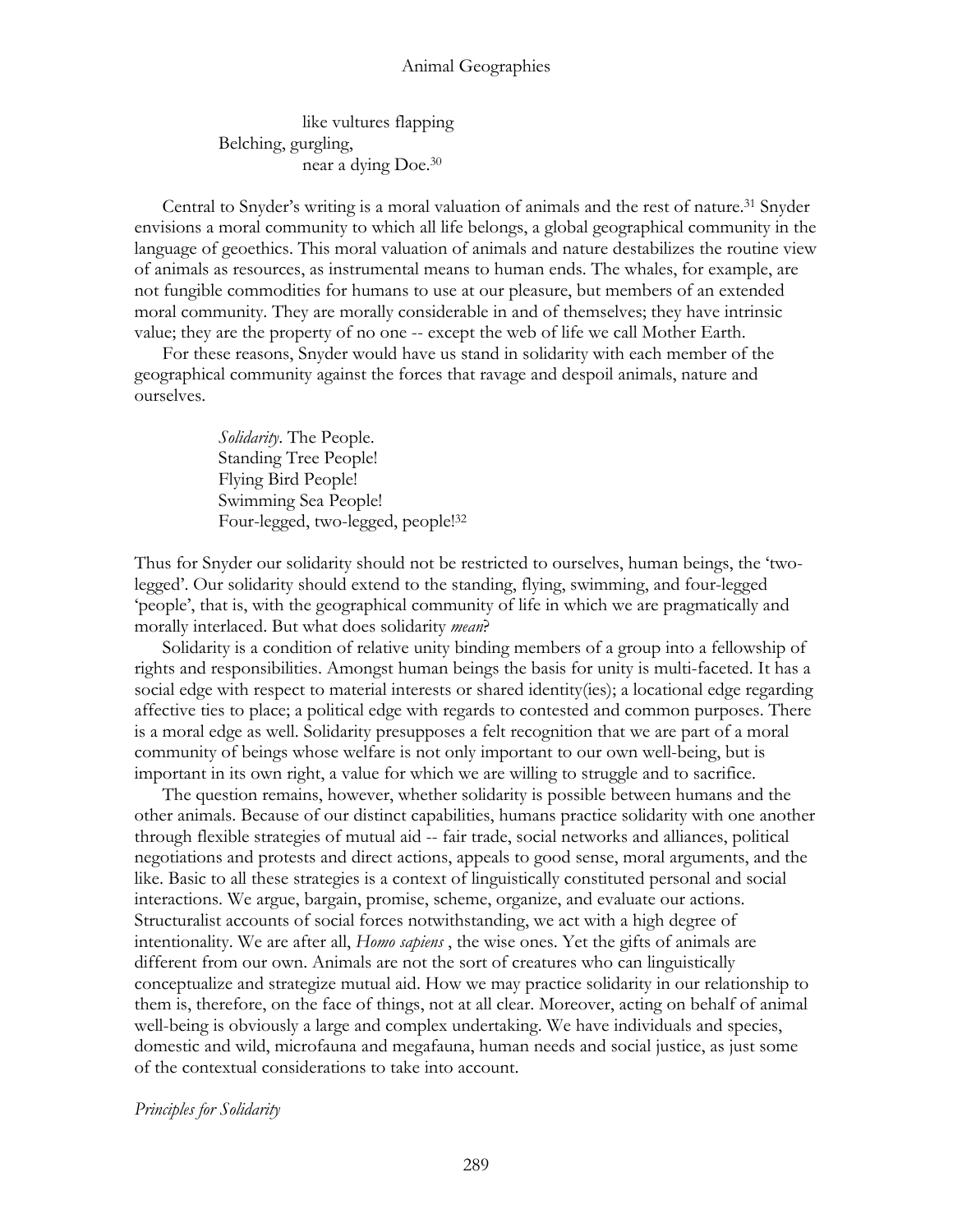like vultures flapping
Belching, gurgling,
near a dying Doe.[30]

Central to Snyder's writing is a moral valuation of animals and the rest of nature.[31] Snyder envisions a moral community to which all life belongs, a global geographical community in the language of geoethics. This moral valuation of animals and nature destabilizes the routine view of animals as resources, as instrumental means to human ends. The whales, for example, are not fungible commodities for humans to use at our pleasure, but members of an extended moral community. They are morally considerable in and of themselves; they have intrinsic value; they are the property of no one -- except the web of life we call Mother Earth.

For these reasons, Snyder would have us stand in solidarity with each member of the geographical community against the forces that ravage and despoil animals, nature and ourselves.

> *Solidarity*. The People.
> Standing Tree People!
> Flying Bird People!
> Swimming Sea People!
> Four-legged, two-legged, people![32]

Thus for Snyder our solidarity should not be restricted to ourselves, human beings, the 'two-legged'. Our solidarity should extend to the standing, flying, swimming, and four-legged 'people', that is, with the geographical community of life in which we are pragmatically and morally interlaced. But what does solidarity *mean*?

Solidarity is a condition of relative unity binding members of a group into a fellowship of rights and responsibilities. Amongst human beings the basis for unity is multi-faceted. It has a social edge with respect to material interests or shared identity(ies); a locational edge regarding affective ties to place; a political edge with regards to contested and common purposes. There is a moral edge as well. Solidarity presupposes a felt recognition that we are part of a moral community of beings whose welfare is not only important to our own well-being, but is important in its own right, a value for which we are willing to struggle and to sacrifice.

The question remains, however, whether solidarity is possible between humans and the other animals. Because of our distinct capabilities, humans practice solidarity with one another through flexible strategies of mutual aid -- fair trade, social networks and alliances, political negotiations and protests and direct actions, appeals to good sense, moral arguments, and the like. Basic to all these strategies is a context of linguistically constituted personal and social interactions. We argue, bargain, promise, scheme, organize, and evaluate our actions. Structuralist accounts of social forces notwithstanding, we act with a high degree of intentionality. We are after all, *Homo sapiens* , the wise ones. Yet the gifts of animals are different from our own. Animals are not the sort of creatures who can linguistically conceptualize and strategize mutual aid. How we may practice solidarity in our relationship to them is, therefore, on the face of things, not at all clear. Moreover, acting on behalf of animal well-being is obviously a large and complex undertaking. We have individuals and species, domestic and wild, microfauna and megafauna, human needs and social justice, as just some of the contextual considerations to take into account.

*Principles for Solidarity*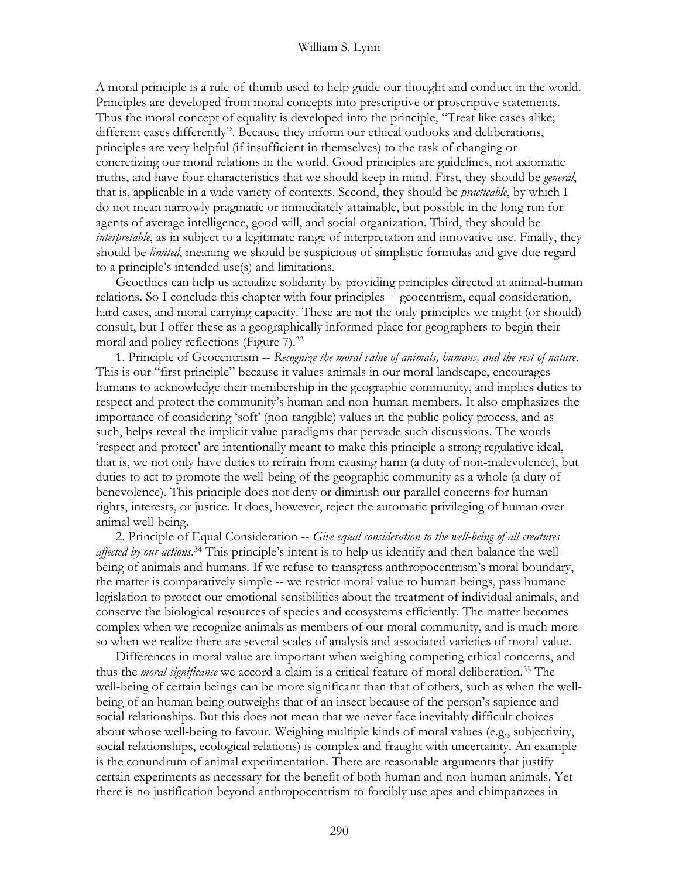A moral principle is a rule-of-thumb used to help guide our thought and conduct in the world. Principles are developed from moral concepts into prescriptive or proscriptive statements. Thus the moral concept of equality is developed into the principle, "Treat like cases alike; different cases differently". Because they inform our ethical outlooks and deliberations, principles are very helpful (if insufficient in themselves) to the task of changing or concretizing our moral relations in the world. Good principles are guidelines, not axiomatic truths, and have four characteristics that we should keep in mind. First, they should be *general*, that is, applicable in a wide variety of contexts. Second, they should be *practicable*, by which I do not mean narrowly pragmatic or immediately attainable, but possible in the long run for agents of average intelligence, good will, and social organization. Third, they should be *interpretable*, as in subject to a legitimate range of interpretation and innovative use. Finally, they should be *limited*, meaning we should be suspicious of simplistic formulas and give due regard to a principle's intended use(s) and limitations.

Geoethics can help us actualize solidarity by providing principles directed at animal-human relations. So I conclude this chapter with four principles -- geocentrism, equal consideration, hard cases, and moral carrying capacity. These are not the only principles we might (or should) consult, but I offer these as a geographically informed place for geographers to begin their moral and policy reflections (Figure 7).[33]

1. Principle of Geocentrism -- *Recognize the moral value of animals, humans, and the rest of nature.* This is our "first principle" because it values animals in our moral landscape, encourages humans to acknowledge their membership in the geographic community, and implies duties to respect and protect the community's human and non-human members. It also emphasizes the importance of considering 'soft' (non-tangible) values in the public policy process, and as such, helps reveal the implicit value paradigms that pervade such discussions. The words 'respect and protect' are intentionally meant to make this principle a strong regulative ideal, that is, we not only have duties to refrain from causing harm (a duty of non-malevolence), but duties to act to promote the well-being of the geographic community as a whole (a duty of benevolence). This principle does not deny or diminish our parallel concerns for human rights, interests, or justice. It does, however, reject the automatic privileging of human over animal well-being.

2. Principle of Equal Consideration -- *Give equal consideration to the well-being of all creatures affected by our actions.*[34] This principle's intent is to help us identify and then balance the well-being of animals and humans. If we refuse to transgress anthropocentrism's moral boundary, the matter is comparatively simple -- we restrict moral value to human beings, pass humane legislation to protect our emotional sensibilities about the treatment of individual animals, and conserve the biological resources of species and ecosystems efficiently. The matter becomes complex when we recognize animals as members of our moral community, and is much more so when we realize there are several scales of analysis and associated varieties of moral value.

Differences in moral value are important when weighing competing ethical concerns, and thus the *moral significance* we accord a claim is a critical feature of moral deliberation.[35] The well-being of certain beings can be more significant than that of others, such as when the well-being of an human being outweighs that of an insect because of the person's sapience and social relationships. But this does not mean that we never face inevitably difficult choices about whose well-being to favour. Weighing multiple kinds of moral values (e.g., subjectivity, social relationships, ecological relations) is complex and fraught with uncertainty. An example is the conundrum of animal experimentation. There are reasonable arguments that justify certain experiments as necessary for the benefit of both human and non-human animals. Yet there is no justification beyond anthropocentrism to forcibly use apes and chimpanzees in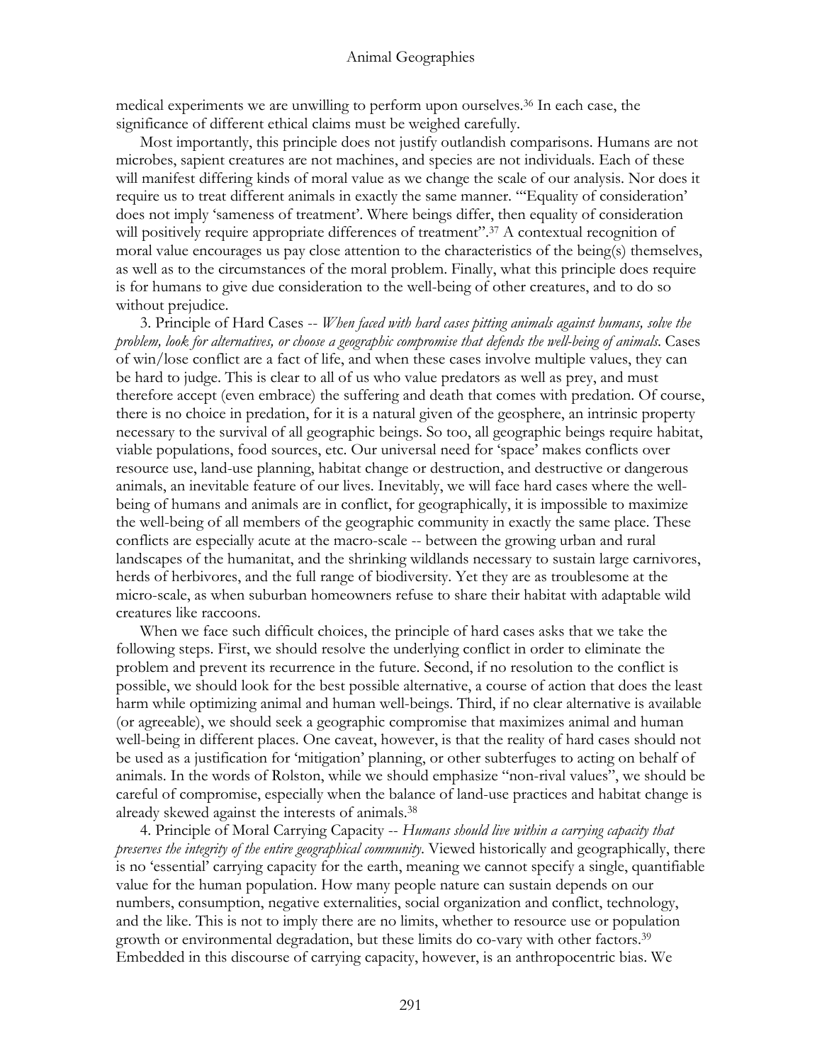medical experiments we are unwilling to perform upon ourselves.[36] In each case, the significance of different ethical claims must be weighed carefully.

Most importantly, this principle does not justify outlandish comparisons. Humans are not microbes, sapient creatures are not machines, and species are not individuals. Each of these will manifest differing kinds of moral value as we change the scale of our analysis. Nor does it require us to treat different animals in exactly the same manner. "'Equality of consideration' does not imply 'sameness of treatment'. Where beings differ, then equality of consideration will positively require appropriate differences of treatment".[37] A contextual recognition of moral value encourages us pay close attention to the characteristics of the being(s) themselves, as well as to the circumstances of the moral problem. Finally, what this principle does require is for humans to give due consideration to the well-being of other creatures, and to do so without prejudice.

3. Principle of Hard Cases -- *When faced with hard cases pitting animals against humans, solve the problem, look for alternatives, or choose a geographic compromise that defends the well-being of animals.* Cases of win/lose conflict are a fact of life, and when these cases involve multiple values, they can be hard to judge. This is clear to all of us who value predators as well as prey, and must therefore accept (even embrace) the suffering and death that comes with predation. Of course, there is no choice in predation, for it is a natural given of the geosphere, an intrinsic property necessary to the survival of all geographic beings. So too, all geographic beings require habitat, viable populations, food sources, etc. Our universal need for 'space' makes conflicts over resource use, land-use planning, habitat change or destruction, and destructive or dangerous animals, an inevitable feature of our lives. Inevitably, we will face hard cases where the well-being of humans and animals are in conflict, for geographically, it is impossible to maximize the well-being of all members of the geographic community in exactly the same place. These conflicts are especially acute at the macro-scale -- between the growing urban and rural landscapes of the humanitat, and the shrinking wildlands necessary to sustain large carnivores, herds of herbivores, and the full range of biodiversity. Yet they are as troublesome at the micro-scale, as when suburban homeowners refuse to share their habitat with adaptable wild creatures like raccoons.

When we face such difficult choices, the principle of hard cases asks that we take the following steps. First, we should resolve the underlying conflict in order to eliminate the problem and prevent its recurrence in the future. Second, if no resolution to the conflict is possible, we should look for the best possible alternative, a course of action that does the least harm while optimizing animal and human well-beings. Third, if no clear alternative is available (or agreeable), we should seek a geographic compromise that maximizes animal and human well-being in different places. One caveat, however, is that the reality of hard cases should not be used as a justification for 'mitigation' planning, or other subterfuges to acting on behalf of animals. In the words of Rolston, while we should emphasize "non-rival values", we should be careful of compromise, especially when the balance of land-use practices and habitat change is already skewed against the interests of animals.[38]

4. Principle of Moral Carrying Capacity -- *Humans should live within a carrying capacity that preserves the integrity of the entire geographical community.* Viewed historically and geographically, there is no 'essential' carrying capacity for the earth, meaning we cannot specify a single, quantifiable value for the human population. How many people nature can sustain depends on our numbers, consumption, negative externalities, social organization and conflict, technology, and the like. This is not to imply there are no limits, whether to resource use or population growth or environmental degradation, but these limits do co-vary with other factors.[39] Embedded in this discourse of carrying capacity, however, is an anthropocentric bias. We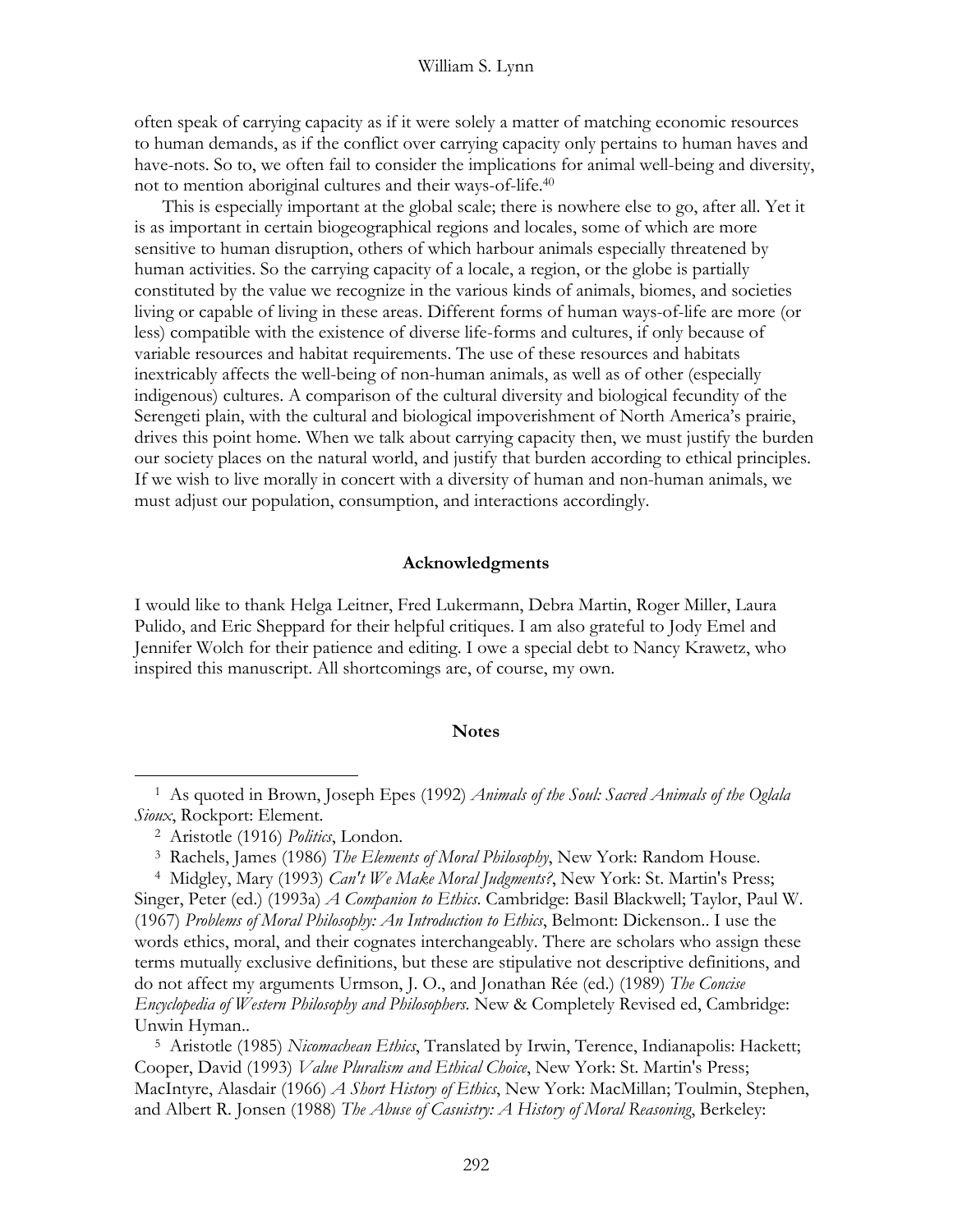often speak of carrying capacity as if it were solely a matter of matching economic resources to human demands, as if the conflict over carrying capacity only pertains to human haves and have-nots. So to, we often fail to consider the implications for animal well-being and diversity, not to mention aboriginal cultures and their ways-of-life.[40]

This is especially important at the global scale; there is nowhere else to go, after all. Yet it is as important in certain biogeographical regions and locales, some of which are more sensitive to human disruption, others of which harbour animals especially threatened by human activities. So the carrying capacity of a locale, a region, or the globe is partially constituted by the value we recognize in the various kinds of animals, biomes, and societies living or capable of living in these areas. Different forms of human ways-of-life are more (or less) compatible with the existence of diverse life-forms and cultures, if only because of variable resources and habitat requirements. The use of these resources and habitats inextricably affects the well-being of non-human animals, as well as of other (especially indigenous) cultures. A comparison of the cultural diversity and biological fecundity of the Serengeti plain, with the cultural and biological impoverishment of North America's prairie, drives this point home. When we talk about carrying capacity then, we must justify the burden our society places on the natural world, and justify that burden according to ethical principles. If we wish to live morally in concert with a diversity of human and non-human animals, we must adjust our population, consumption, and interactions accordingly.

## Acknowledgments

I would like to thank Helga Leitner, Fred Lukermann, Debra Martin, Roger Miller, Laura Pulido, and Eric Sheppard for their helpful critiques. I am also grateful to Jody Emel and Jennifer Wolch for their patience and editing. I owe a special debt to Nancy Krawetz, who inspired this manuscript. All shortcomings are, of course, my own.

## Notes

[1] As quoted in Brown, Joseph Epes (1992) *Animals of the Soul: Sacred Animals of the Oglala Sioux*, Rockport: Element.

[2] Aristotle (1916) *Politics*, London.

[3] Rachels, James (1986) *The Elements of Moral Philosophy*, New York: Random House.

[4] Midgley, Mary (1993) *Can't We Make Moral Judgments?*, New York: St. Martin's Press; Singer, Peter (ed.) (1993a) *A Companion to Ethics*. Cambridge: Basil Blackwell; Taylor, Paul W. (1967) *Problems of Moral Philosophy: An Introduction to Ethics*, Belmont: Dickenson.. I use the words ethics, moral, and their cognates interchangeably. There are scholars who assign these terms mutually exclusive definitions, but these are stipulative not descriptive definitions, and do not affect my arguments Urmson, J. O., and Jonathan Rée (ed.) (1989) *The Concise Encyclopedia of Western Philosophy and Philosophers*. New & Completely Revised ed, Cambridge: Unwin Hyman..

[5] Aristotle (1985) *Nicomachean Ethics*, Translated by Irwin, Terence, Indianapolis: Hackett; Cooper, David (1993) *Value Pluralism and Ethical Choice*, New York: St. Martin's Press; MacIntyre, Alasdair (1966) *A Short History of Ethics*, New York: MacMillan; Toulmin, Stephen, and Albert R. Jonsen (1988) *The Abuse of Casuistry: A History of Moral Reasoning*, Berkeley: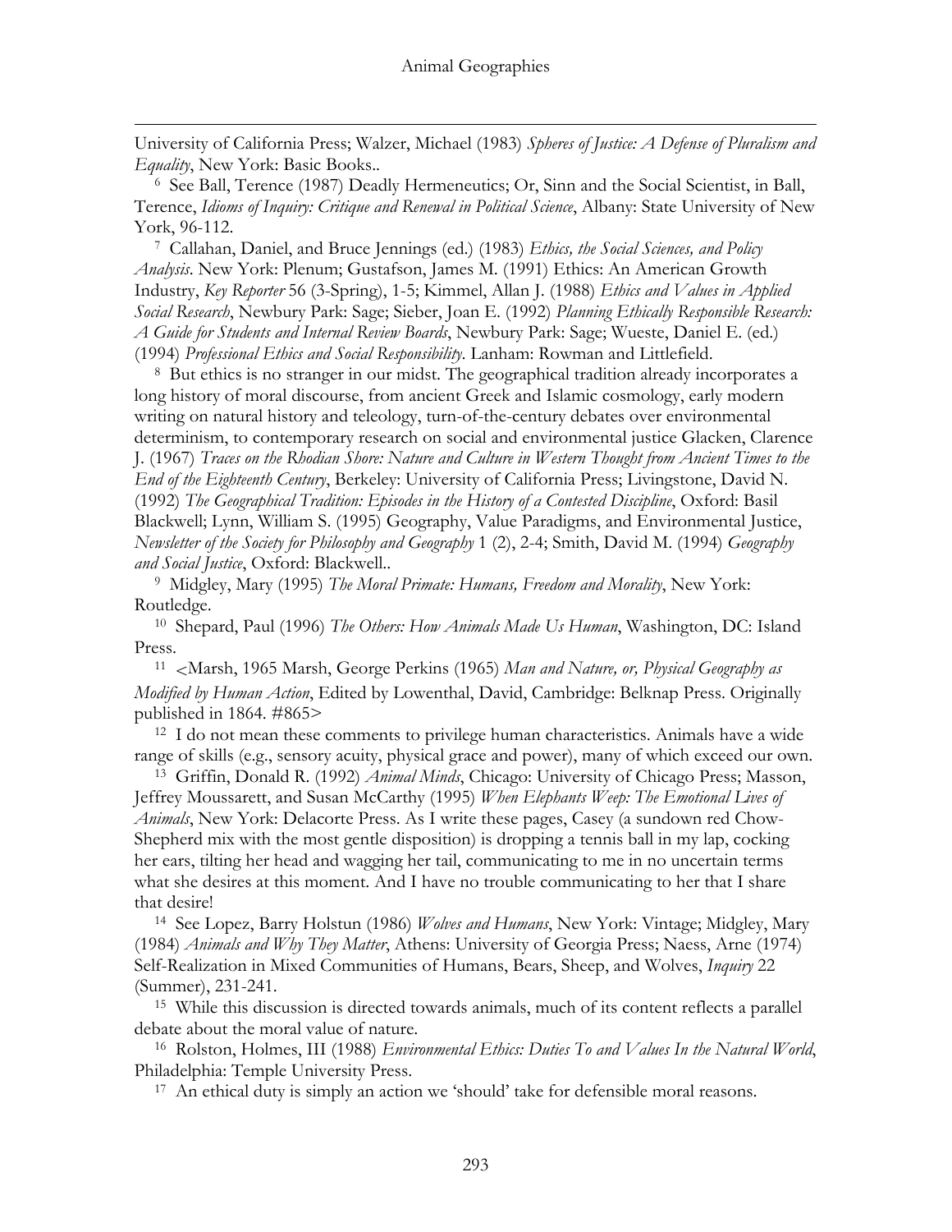University of California Press; Walzer, Michael (1983) *Spheres of Justice: A Defense of Pluralism and Equality*, New York: Basic Books..

[6] See Ball, Terence (1987) Deadly Hermeneutics; Or, Sinn and the Social Scientist, in Ball, Terence, *Idioms of Inquiry: Critique and Renewal in Political Science*, Albany: State University of New York, 96-112.

[7] Callahan, Daniel, and Bruce Jennings (ed.) (1983) *Ethics, the Social Sciences, and Policy Analysis*. New York: Plenum; Gustafson, James M. (1991) Ethics: An American Growth Industry, *Key Reporter* 56 (3-Spring), 1-5; Kimmel, Allan J. (1988) *Ethics and Values in Applied Social Research*, Newbury Park: Sage; Sieber, Joan E. (1992) *Planning Ethically Responsible Research: A Guide for Students and Internal Review Boards*, Newbury Park: Sage; Wueste, Daniel E. (ed.) (1994) *Professional Ethics and Social Responsibility*. Lanham: Rowman and Littlefield.

[8] But ethics is no stranger in our midst. The geographical tradition already incorporates a long history of moral discourse, from ancient Greek and Islamic cosmology, early modern writing on natural history and teleology, turn-of-the-century debates over environmental determinism, to contemporary research on social and environmental justice Glacken, Clarence J. (1967) *Traces on the Rhodian Shore: Nature and Culture in Western Thought from Ancient Times to the End of the Eighteenth Century*, Berkeley: University of California Press; Livingstone, David N. (1992) *The Geographical Tradition: Episodes in the History of a Contested Discipline*, Oxford: Basil Blackwell; Lynn, William S. (1995) Geography, Value Paradigms, and Environmental Justice, *Newsletter of the Society for Philosophy and Geography* 1 (2), 2-4; Smith, David M. (1994) *Geography and Social Justice*, Oxford: Blackwell..

[9] Midgley, Mary (1995) *The Moral Primate: Humans, Freedom and Morality*, New York: Routledge.

[10] Shepard, Paul (1996) *The Others: How Animals Made Us Human*, Washington, DC: Island Press.

[11] <Marsh, 1965 Marsh, George Perkins (1965) *Man and Nature, or, Physical Geography as Modified by Human Action*, Edited by Lowenthal, David, Cambridge: Belknap Press. Originally published in 1864. #865>

[12] I do not mean these comments to privilege human characteristics. Animals have a wide range of skills (e.g., sensory acuity, physical grace and power), many of which exceed our own.

[13] Griffin, Donald R. (1992) *Animal Minds*, Chicago: University of Chicago Press; Masson, Jeffrey Moussarett, and Susan McCarthy (1995) *When Elephants Weep: The Emotional Lives of Animals*, New York: Delacorte Press. As I write these pages, Casey (a sundown red Chow-Shepherd mix with the most gentle disposition) is dropping a tennis ball in my lap, cocking her ears, tilting her head and wagging her tail, communicating to me in no uncertain terms what she desires at this moment. And I have no trouble communicating to her that I share that desire!

[14] See Lopez, Barry Holstun (1986) *Wolves and Humans*, New York: Vintage; Midgley, Mary (1984) *Animals and Why They Matter*, Athens: University of Georgia Press; Naess, Arne (1974) Self-Realization in Mixed Communities of Humans, Bears, Sheep, and Wolves, *Inquiry* 22 (Summer), 231-241.

[15] While this discussion is directed towards animals, much of its content reflects a parallel debate about the moral value of nature.

[16] Rolston, Holmes, III (1988) *Environmental Ethics: Duties To and Values In the Natural World*, Philadelphia: Temple University Press.

[17] An ethical duty is simply an action we 'should' take for defensible moral reasons.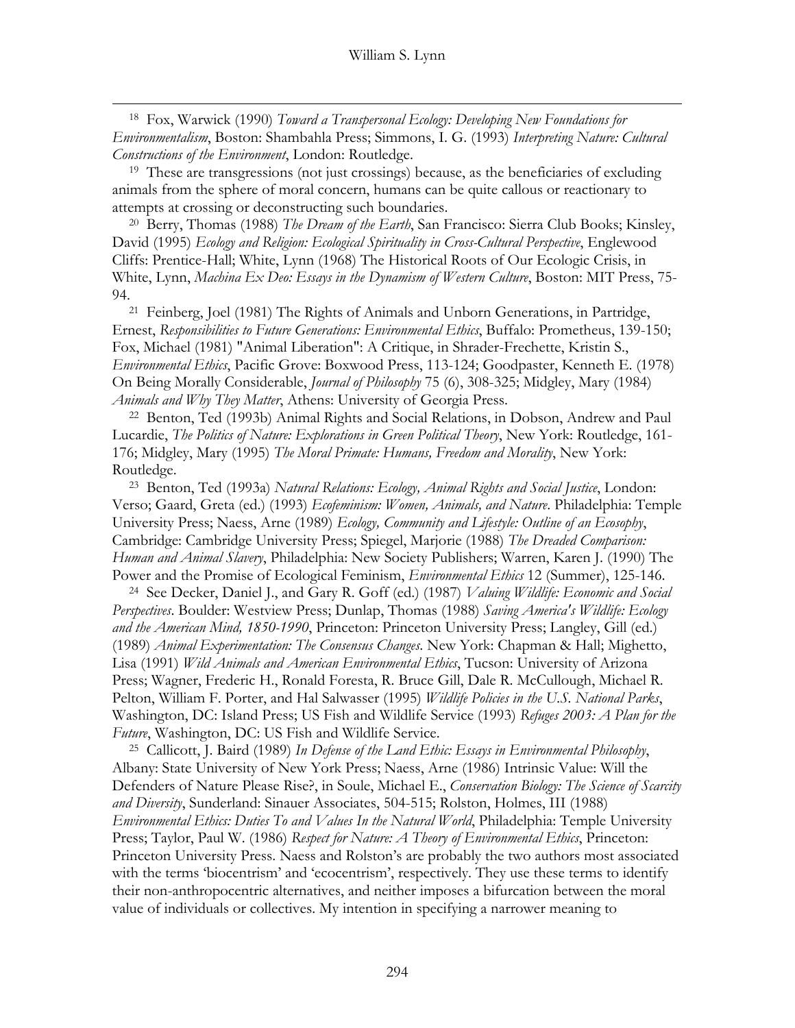[18] Fox, Warwick (1990) *Toward a Transpersonal Ecology: Developing New Foundations for Environmentalism*, Boston: Shambahla Press; Simmons, I. G. (1993) *Interpreting Nature: Cultural Constructions of the Environment*, London: Routledge.

[19] These are transgressions (not just crossings) because, as the beneficiaries of excluding animals from the sphere of moral concern, humans can be quite callous or reactionary to attempts at crossing or deconstructing such boundaries.

[20] Berry, Thomas (1988) *The Dream of the Earth*, San Francisco: Sierra Club Books; Kinsley, David (1995) *Ecology and Religion: Ecological Spirituality in Cross-Cultural Perspective*, Englewood Cliffs: Prentice-Hall; White, Lynn (1968) The Historical Roots of Our Ecologic Crisis, in White, Lynn, *Machina Ex Deo: Essays in the Dynamism of Western Culture*, Boston: MIT Press, 75-94.

[21] Feinberg, Joel (1981) The Rights of Animals and Unborn Generations, in Partridge, Ernest, *Responsibilities to Future Generations: Environmental Ethics*, Buffalo: Prometheus, 139-150; Fox, Michael (1981) "Animal Liberation": A Critique, in Shrader-Frechette, Kristin S., *Environmental Ethics*, Pacific Grove: Boxwood Press, 113-124; Goodpaster, Kenneth E. (1978) On Being Morally Considerable, *Journal of Philosophy* 75 (6), 308-325; Midgley, Mary (1984) *Animals and Why They Matter*, Athens: University of Georgia Press.

[22] Benton, Ted (1993b) Animal Rights and Social Relations, in Dobson, Andrew and Paul Lucardie, *The Politics of Nature: Explorations in Green Political Theory*, New York: Routledge, 161-176; Midgley, Mary (1995) *The Moral Primate: Humans, Freedom and Morality*, New York: Routledge.

[23] Benton, Ted (1993a) *Natural Relations: Ecology, Animal Rights and Social Justice*, London: Verso; Gaard, Greta (ed.) (1993) *Ecofeminism: Women, Animals, and Nature*. Philadelphia: Temple University Press; Naess, Arne (1989) *Ecology, Community and Lifestyle: Outline of an Ecosophy*, Cambridge: Cambridge University Press; Spiegel, Marjorie (1988) *The Dreaded Comparison: Human and Animal Slavery*, Philadelphia: New Society Publishers; Warren, Karen J. (1990) The Power and the Promise of Ecological Feminism, *Environmental Ethics* 12 (Summer), 125-146.

[24] See Decker, Daniel J., and Gary R. Goff (ed.) (1987) *Valuing Wildlife: Economic and Social Perspectives*. Boulder: Westview Press; Dunlap, Thomas (1988) *Saving America's Wildlife: Ecology and the American Mind, 1850-1990*, Princeton: Princeton University Press; Langley, Gill (ed.) (1989) *Animal Experimentation: The Consensus Changes*. New York: Chapman & Hall; Mighetto, Lisa (1991) *Wild Animals and American Environmental Ethics*, Tucson: University of Arizona Press; Wagner, Frederic H., Ronald Foresta, R. Bruce Gill, Dale R. McCullough, Michael R. Pelton, William F. Porter, and Hal Salwasser (1995) *Wildlife Policies in the U.S. National Parks*, Washington, DC: Island Press; US Fish and Wildlife Service (1993) *Refuges 2003: A Plan for the Future*, Washington, DC: US Fish and Wildlife Service.

[25] Callicott, J. Baird (1989) *In Defense of the Land Ethic: Essays in Environmental Philosophy*, Albany: State University of New York Press; Naess, Arne (1986) Intrinsic Value: Will the Defenders of Nature Please Rise?, in Soule, Michael E., *Conservation Biology: The Science of Scarcity and Diversity*, Sunderland: Sinauer Associates, 504-515; Rolston, Holmes, III (1988) *Environmental Ethics: Duties To and Values In the Natural World*, Philadelphia: Temple University Press; Taylor, Paul W. (1986) *Respect for Nature: A Theory of Environmental Ethics*, Princeton: Princeton University Press. Naess and Rolston's are probably the two authors most associated with the terms 'biocentrism' and 'ecocentrism', respectively. They use these terms to identify their non-anthropocentric alternatives, and neither imposes a bifurcation between the moral value of individuals or collectives. My intention in specifying a narrower meaning to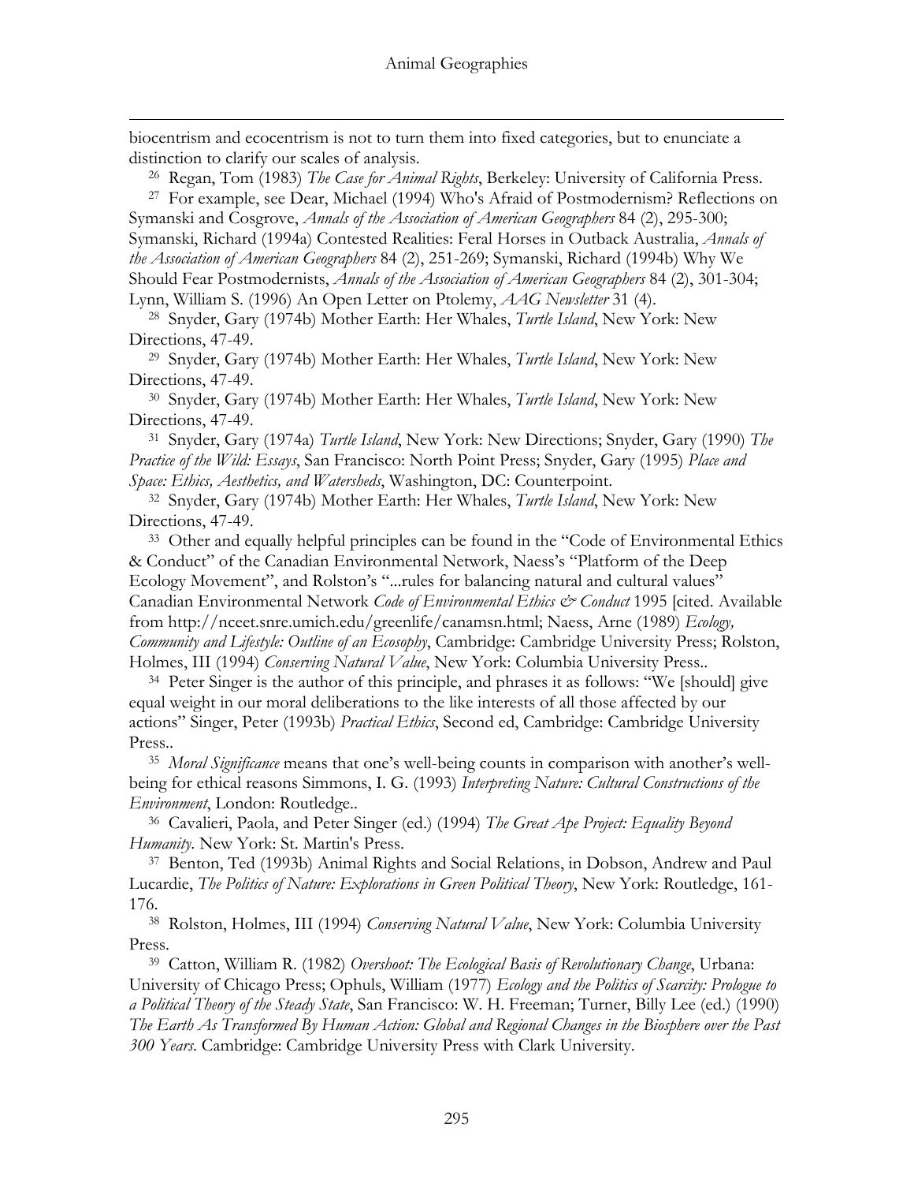biocentrism and ecocentrism is not to turn them into fixed categories, but to enunciate a distinction to clarify our scales of analysis.

[26] Regan, Tom (1983) *The Case for Animal Rights*, Berkeley: University of California Press.

[27] For example, see Dear, Michael (1994) Who's Afraid of Postmodernism? Reflections on Symanski and Cosgrove, *Annals of the Association of American Geographers* 84 (2), 295-300; Symanski, Richard (1994a) Contested Realities: Feral Horses in Outback Australia, *Annals of the Association of American Geographers* 84 (2), 251-269; Symanski, Richard (1994b) Why We Should Fear Postmodernists, *Annals of the Association of American Geographers* 84 (2), 301-304; Lynn, William S. (1996) An Open Letter on Ptolemy, *AAG Newsletter* 31 (4).

[28] Snyder, Gary (1974b) Mother Earth: Her Whales, *Turtle Island*, New York: New Directions, 47-49.

[29] Snyder, Gary (1974b) Mother Earth: Her Whales, *Turtle Island*, New York: New Directions, 47-49.

[30] Snyder, Gary (1974b) Mother Earth: Her Whales, *Turtle Island*, New York: New Directions, 47-49.

[31] Snyder, Gary (1974a) *Turtle Island*, New York: New Directions; Snyder, Gary (1990) *The Practice of the Wild: Essays*, San Francisco: North Point Press; Snyder, Gary (1995) *Place and Space: Ethics, Aesthetics, and Watersheds*, Washington, DC: Counterpoint.

[32] Snyder, Gary (1974b) Mother Earth: Her Whales, *Turtle Island*, New York: New Directions, 47-49.

[33] Other and equally helpful principles can be found in the "Code of Environmental Ethics & Conduct" of the Canadian Environmental Network, Naess's "Platform of the Deep Ecology Movement", and Rolston's "...rules for balancing natural and cultural values" Canadian Environmental Network *Code of Environmental Ethics & Conduct* 1995 [cited. Available from http://nceet.snre.umich.edu/greenlife/canamsn.html; Naess, Arne (1989) *Ecology, Community and Lifestyle: Outline of an Ecosophy*, Cambridge: Cambridge University Press; Rolston, Holmes, III (1994) *Conserving Natural Value*, New York: Columbia University Press..

[34] Peter Singer is the author of this principle, and phrases it as follows: "We [should] give equal weight in our moral deliberations to the like interests of all those affected by our actions" Singer, Peter (1993b) *Practical Ethics*, Second ed, Cambridge: Cambridge University Press..

[35] *Moral Significance* means that one's well-being counts in comparison with another's well-being for ethical reasons Simmons, I. G. (1993) *Interpreting Nature: Cultural Constructions of the Environment*, London: Routledge..

[36] Cavalieri, Paola, and Peter Singer (ed.) (1994) *The Great Ape Project: Equality Beyond Humanity*. New York: St. Martin's Press.

[37] Benton, Ted (1993b) Animal Rights and Social Relations, in Dobson, Andrew and Paul Lucardie, *The Politics of Nature: Explorations in Green Political Theory*, New York: Routledge, 161-176.

[38] Rolston, Holmes, III (1994) *Conserving Natural Value*, New York: Columbia University Press.

[39] Catton, William R. (1982) *Overshoot: The Ecological Basis of Revolutionary Change*, Urbana: University of Chicago Press; Ophuls, William (1977) *Ecology and the Politics of Scarcity: Prologue to a Political Theory of the Steady State*, San Francisco: W. H. Freeman; Turner, Billy Lee (ed.) (1990) *The Earth As Transformed By Human Action: Global and Regional Changes in the Biosphere over the Past 300 Years*. Cambridge: Cambridge University Press with Clark University.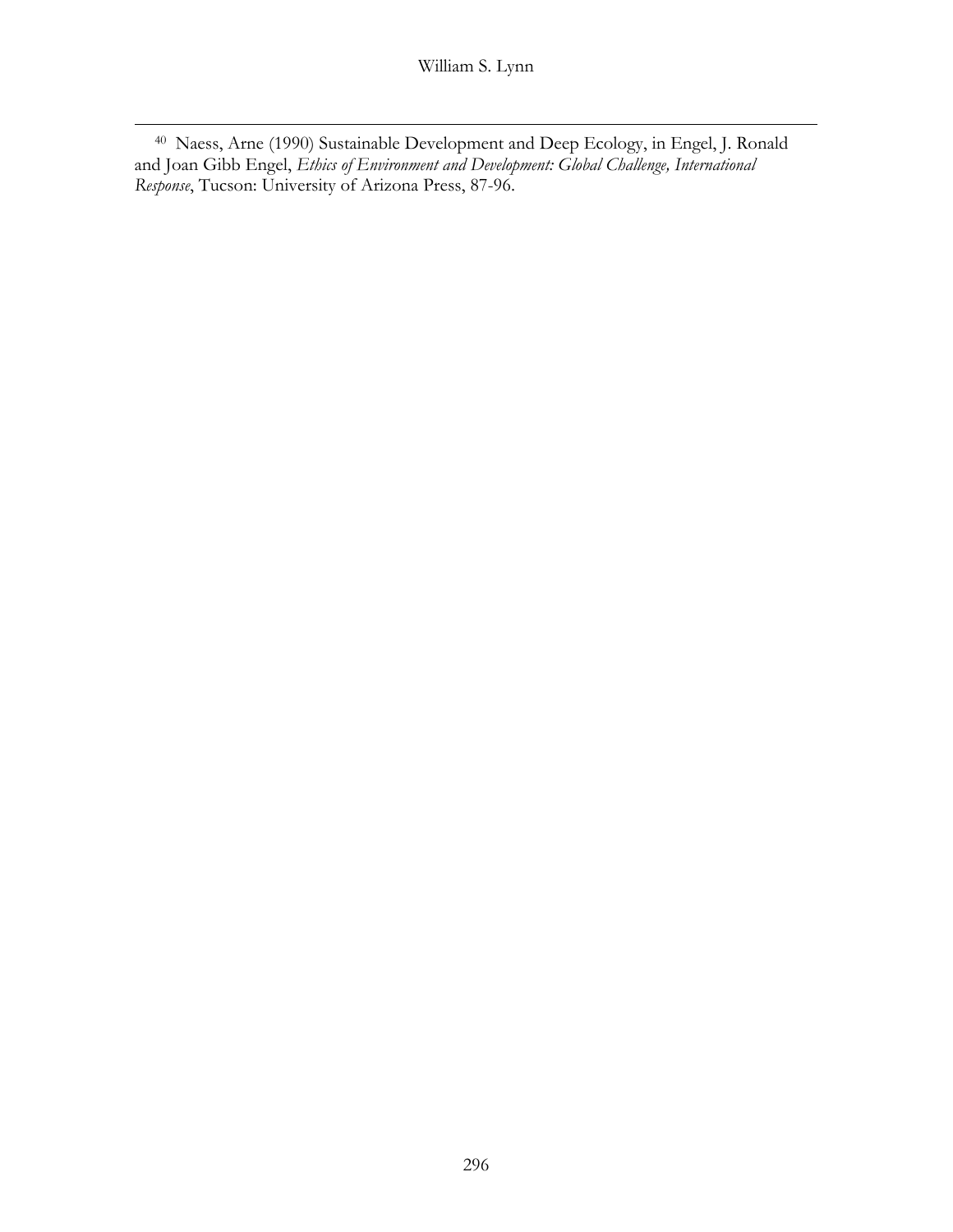[40] Naess, Arne (1990) Sustainable Development and Deep Ecology, in Engel, J. Ronald and Joan Gibb Engel, *Ethics of Environment and Development: Global Challenge, International Response*, Tucson: University of Arizona Press, 87-96.